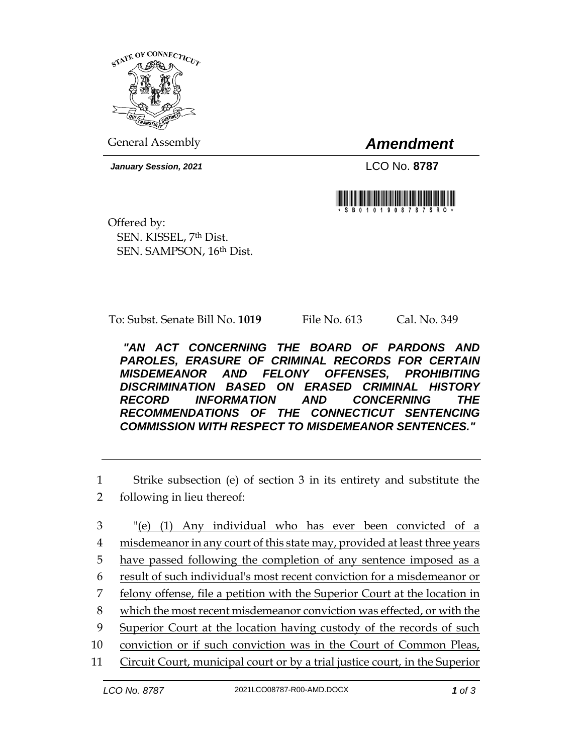General Assembly

# *Amendment*

***January Session, 2021***

LCO No. **8787**

Offered by:
SEN. KISSEL, 7th Dist.
SEN. SAMPSON, 16th Dist.

To: Subst. Senate Bill No. **1019** File No. 613 Cal. No. 349

***"AN ACT CONCERNING THE BOARD OF PARDONS AND PAROLES, ERASURE OF CRIMINAL RECORDS FOR CERTAIN MISDEMEANOR AND FELONY OFFENSES, PROHIBITING DISCRIMINATION BASED ON ERASED CRIMINAL HISTORY RECORD INFORMATION AND CONCERNING THE RECOMMENDATIONS OF THE CONNECTICUT SENTENCING COMMISSION WITH RESPECT TO MISDEMEANOR SENTENCES."***

1 Strike subsection (e) of section 3 in its entirety and substitute the
2 following in lieu thereof:

3 "(e) (1) Any individual who has ever been convicted of a
4 misdemeanor in any court of this state may, provided at least three years
5 have passed following the completion of any sentence imposed as a
6 result of such individual's most recent conviction for a misdemeanor or
7 felony offense, file a petition with the Superior Court at the location in
8 which the most recent misdemeanor conviction was effected, or with the
9 Superior Court at the location having custody of the records of such
10 conviction or if such conviction was in the Court of Common Pleas,
11 Circuit Court, municipal court or by a trial justice court, in the Superior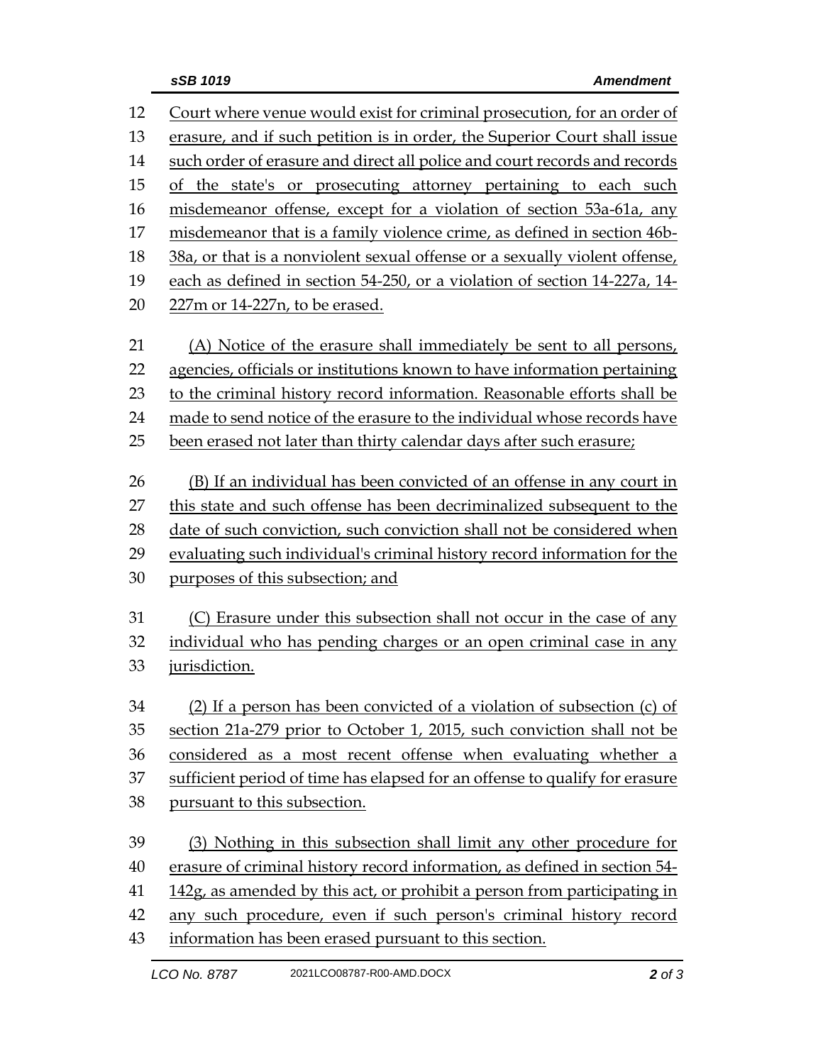Court where venue would exist for criminal prosecution, for an order of erasure, and if such petition is in order, the Superior Court shall issue such order of erasure and direct all police and court records and records of the state's or prosecuting attorney pertaining to each such misdemeanor offense, except for a violation of section 53a-61a, any misdemeanor that is a family violence crime, as defined in section 46b-38a, or that is a nonviolent sexual offense or a sexually violent offense, each as defined in section 54-250, or a violation of section 14-227a, 14-227m or 14-227n, to be erased.

(A) Notice of the erasure shall immediately be sent to all persons, agencies, officials or institutions known to have information pertaining to the criminal history record information. Reasonable efforts shall be made to send notice of the erasure to the individual whose records have been erased not later than thirty calendar days after such erasure;

(B) If an individual has been convicted of an offense in any court in this state and such offense has been decriminalized subsequent to the date of such conviction, such conviction shall not be considered when evaluating such individual's criminal history record information for the purposes of this subsection; and

(C) Erasure under this subsection shall not occur in the case of any individual who has pending charges or an open criminal case in any jurisdiction.

(2) If a person has been convicted of a violation of subsection (c) of section 21a-279 prior to October 1, 2015, such conviction shall not be considered as a most recent offense when evaluating whether a sufficient period of time has elapsed for an offense to qualify for erasure pursuant to this subsection.

(3) Nothing in this subsection shall limit any other procedure for erasure of criminal history record information, as defined in section 54-142g, as amended by this act, or prohibit a person from participating in any such procedure, even if such person's criminal history record information has been erased pursuant to this section.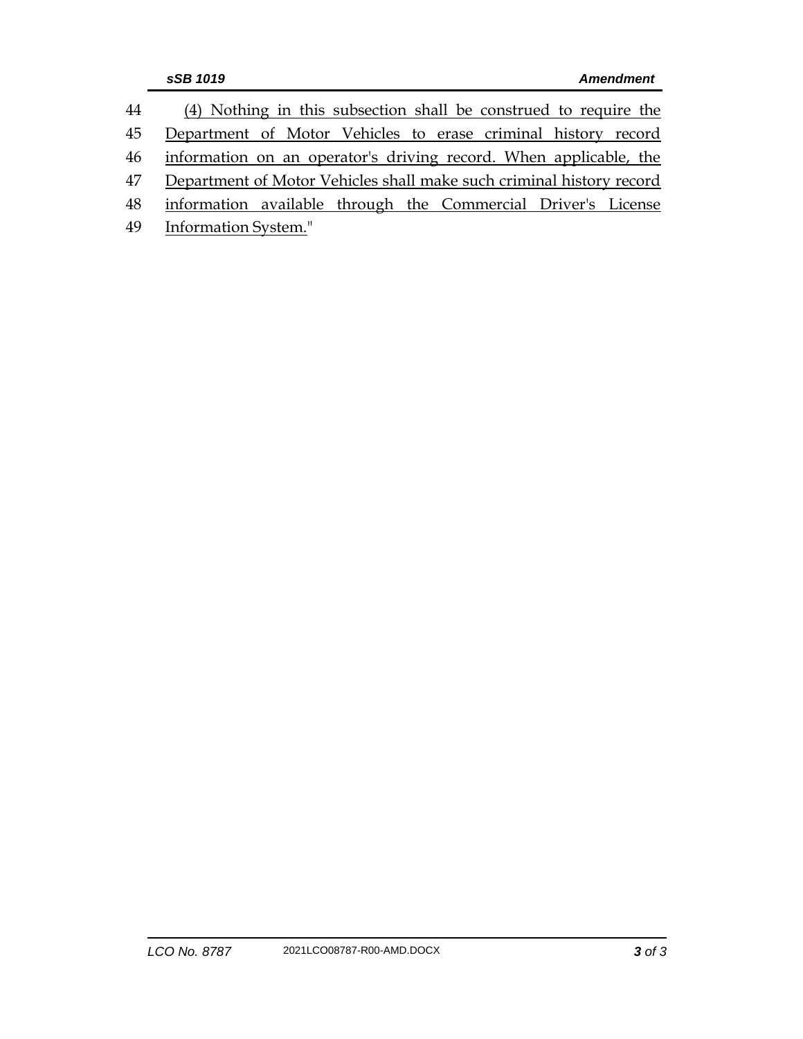44 (4) Nothing in this subsection shall be construed to require the
45 Department of Motor Vehicles to erase criminal history record
46 information on an operator's driving record. When applicable, the
47 Department of Motor Vehicles shall make such criminal history record
48 information available through the Commercial Driver's License
49 Information System."